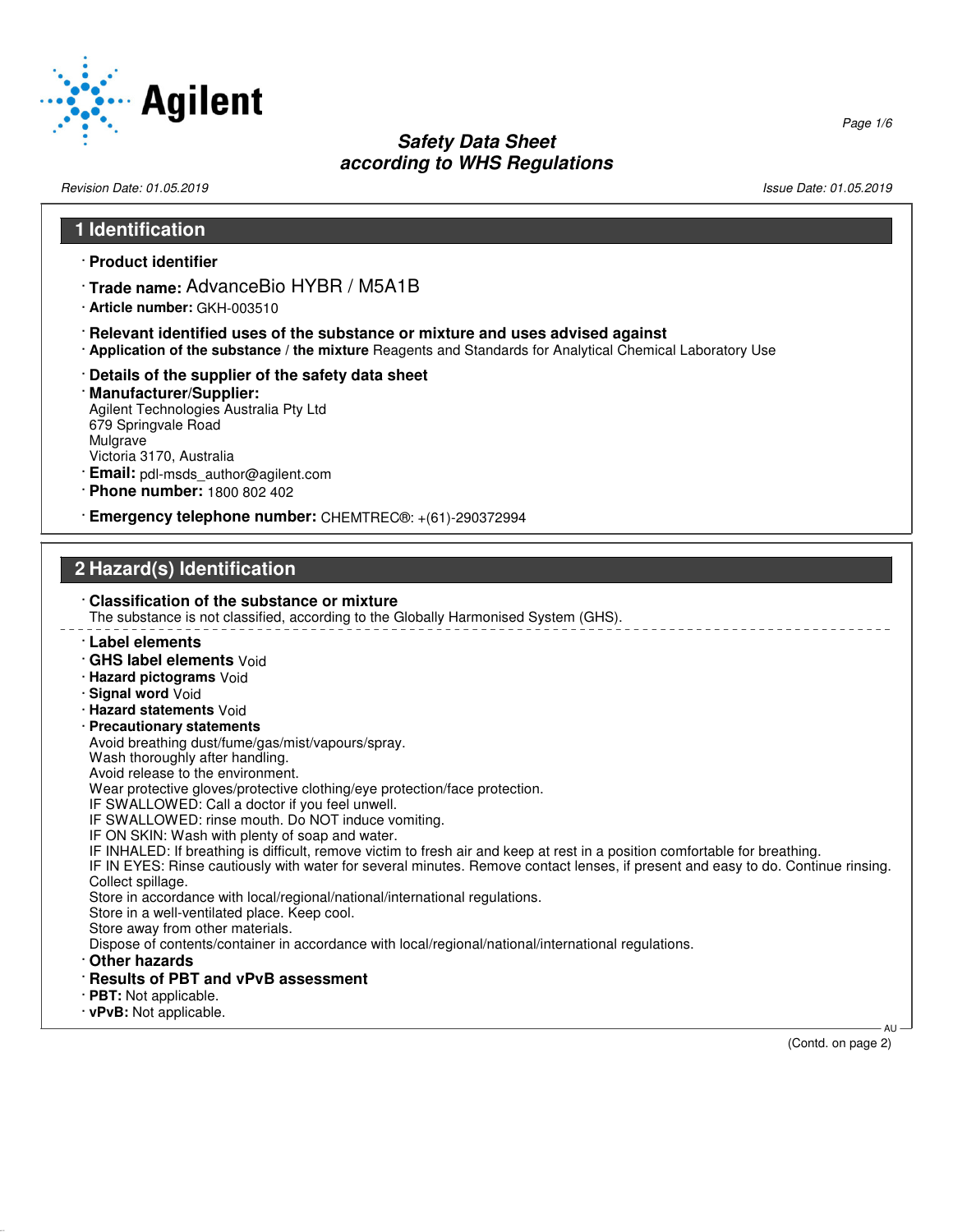# Safety Data Sheet
## according to WHS Regulations

Revision Date: 01.05.2019 | Issue Date: 01.05.2019

## 1 Identification

· **Product identifier**

· **Trade name:** AdvanceBio HYBR / M5A1B

· **Article number:** GKH-003510

· **Relevant identified uses of the substance or mixture and uses advised against**

· **Application of the substance / the mixture** Reagents and Standards for Analytical Chemical Laboratory Use

· **Details of the supplier of the safety data sheet**

· **Manufacturer/Supplier:**
Agilent Technologies Australia Pty Ltd
679 Springvale Road
Mulgrave
Victoria 3170, Australia

· **Email:** pdl-msds_author@agilent.com

· **Phone number:** 1800 802 402

· **Emergency telephone number:** CHEMTREC®: +(61)-290372994

## 2 Hazard(s) Identification

· **Classification of the substance or mixture**
The substance is not classified, according to the Globally Harmonised System (GHS).

· **Label elements**

· **GHS label elements** Void

· **Hazard pictograms** Void

· **Signal word** Void

· **Hazard statements** Void

· **Precautionary statements**
Avoid breathing dust/fume/gas/mist/vapours/spray.
Wash thoroughly after handling.
Avoid release to the environment.
Wear protective gloves/protective clothing/eye protection/face protection.
IF SWALLOWED: Call a doctor if you feel unwell.
IF SWALLOWED: rinse mouth. Do NOT induce vomiting.
IF ON SKIN: Wash with plenty of soap and water.
IF INHALED: If breathing is difficult, remove victim to fresh air and keep at rest in a position comfortable for breathing.
IF IN EYES: Rinse cautiously with water for several minutes. Remove contact lenses, if present and easy to do. Continue rinsing.
Collect spillage.
Store in accordance with local/regional/national/international regulations.
Store in a well-ventilated place. Keep cool.
Store away from other materials.
Dispose of contents/container in accordance with local/regional/national/international regulations.

· **Other hazards**

· **Results of PBT and vPvB assessment**

· **PBT:** Not applicable.

· **vPvB:** Not applicable.

(Contd. on page 2)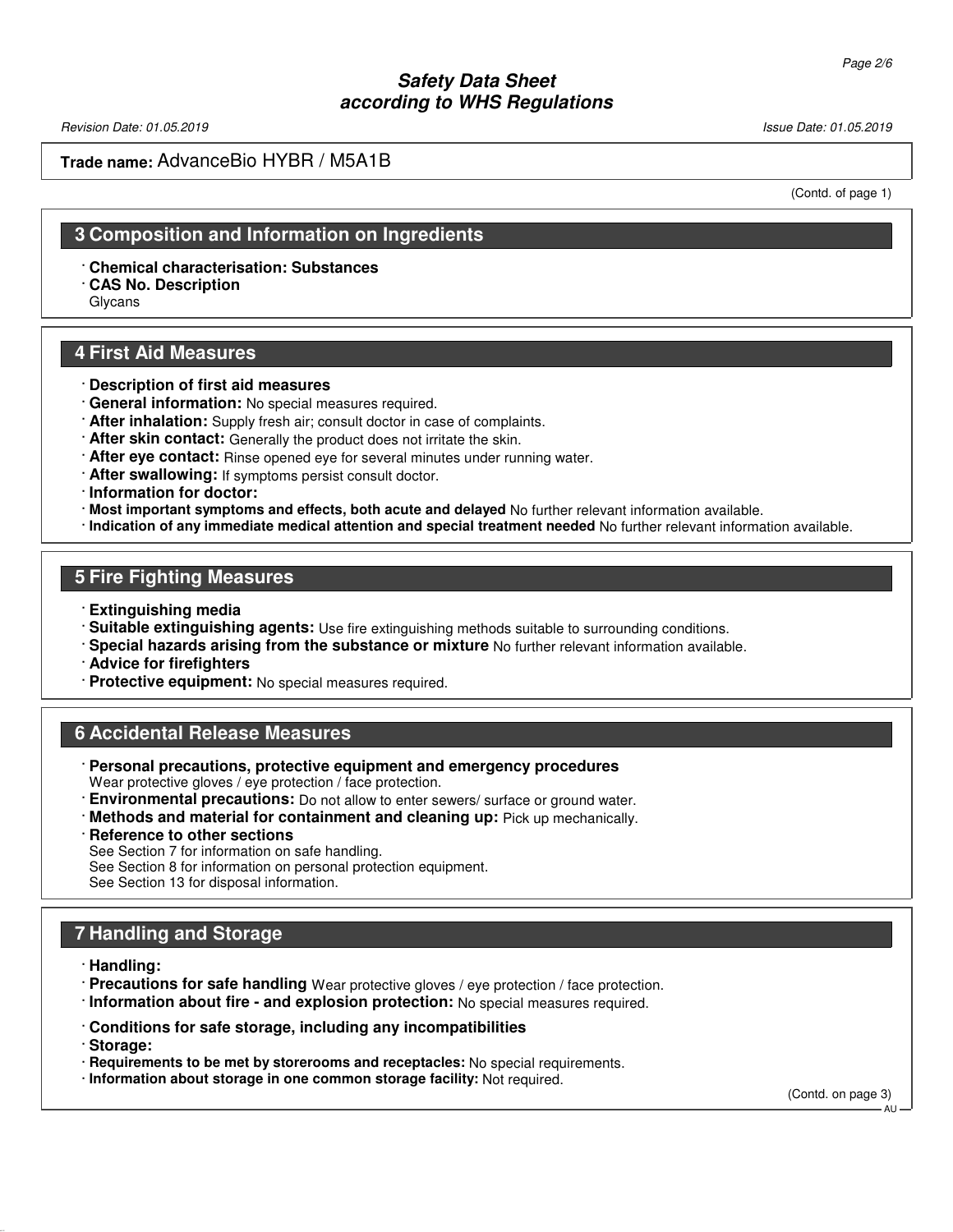Trade name: AdvanceBio HYBR / M5A1B

(Contd. of page 1)

## 3 Composition and Information on Ingredients

· **Chemical characterisation: Substances**
· **CAS No. Description**
Glycans

## 4 First Aid Measures

· **Description of first aid measures**
· **General information:** No special measures required.
· **After inhalation:** Supply fresh air; consult doctor in case of complaints.
· **After skin contact:** Generally the product does not irritate the skin.
· **After eye contact:** Rinse opened eye for several minutes under running water.
· **After swallowing:** If symptoms persist consult doctor.
· **Information for doctor:**
· **Most important symptoms and effects, both acute and delayed** No further relevant information available.
· **Indication of any immediate medical attention and special treatment needed** No further relevant information available.

## 5 Fire Fighting Measures

· **Extinguishing media**
· **Suitable extinguishing agents:** Use fire extinguishing methods suitable to surrounding conditions.
· **Special hazards arising from the substance or mixture** No further relevant information available.
· **Advice for firefighters**
· **Protective equipment:** No special measures required.

## 6 Accidental Release Measures

· **Personal precautions, protective equipment and emergency procedures**
Wear protective gloves / eye protection / face protection.
· **Environmental precautions:** Do not allow to enter sewers/ surface or ground water.
· **Methods and material for containment and cleaning up:** Pick up mechanically.
· **Reference to other sections**
See Section 7 for information on safe handling.
See Section 8 for information on personal protection equipment.
See Section 13 for disposal information.

## 7 Handling and Storage

· **Handling:**
· **Precautions for safe handling** Wear protective gloves / eye protection / face protection.
· **Information about fire - and explosion protection:** No special measures required.

· **Conditions for safe storage, including any incompatibilities**
· **Storage:**
· **Requirements to be met by storerooms and receptacles:** No special requirements.
· **Information about storage in one common storage facility:** Not required.

(Contd. on page 3)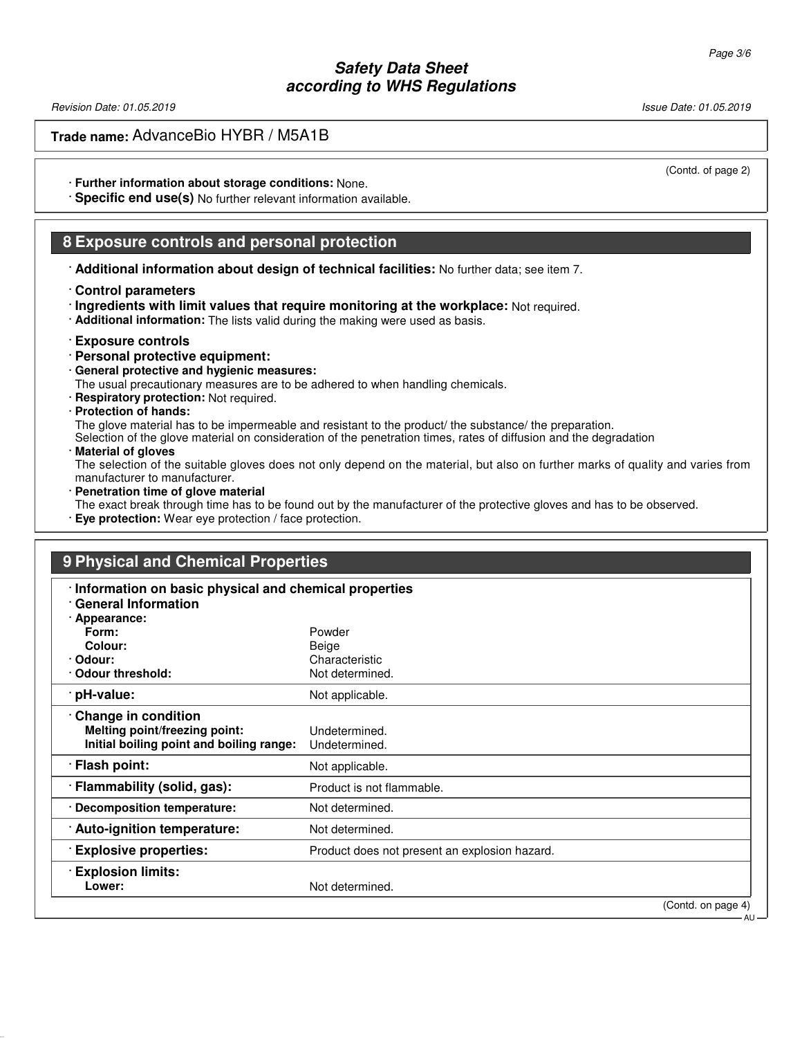Trade name: AdvanceBio HYBR / M5A1B

(Contd. of page 2)

· **Further information about storage conditions:** None.
· **Specific end use(s)** No further relevant information available.

## 8 Exposure controls and personal protection

· **Additional information about design of technical facilities:** No further data; see item 7.

· **Control parameters**
· **Ingredients with limit values that require monitoring at the workplace:** Not required.
· **Additional information:** The lists valid during the making were used as basis.

· **Exposure controls**
· **Personal protective equipment:**
· **General protective and hygienic measures:**
The usual precautionary measures are to be adhered to when handling chemicals.
· **Respiratory protection:** Not required.
· **Protection of hands:**
The glove material has to be impermeable and resistant to the product/ the substance/ the preparation.
Selection of the glove material on consideration of the penetration times, rates of diffusion and the degradation
· **Material of gloves**
The selection of the suitable gloves does not only depend on the material, but also on further marks of quality and varies from manufacturer to manufacturer.
· **Penetration time of glove material**
The exact break through time has to be found out by the manufacturer of the protective gloves and has to be observed.
· **Eye protection:** Wear eye protection / face protection.

## 9 Physical and Chemical Properties

| · **Information on basic physical and chemical properties** | |
|---|---|
| · **General Information** | |
| · **Appearance:** | |
| **Form:** | Powder |
| **Colour:** | Beige |
| · **Odour:** | Characteristic |
| · **Odour threshold:** | Not determined. |
| · **pH-value:** | Not applicable. |
| · **Change in condition** | |
| **Melting point/freezing point:** | Undetermined. |
| **Initial boiling point and boiling range:** | Undetermined. |
| · **Flash point:** | Not applicable. |
| · **Flammability (solid, gas):** | Product is not flammable. |
| · **Decomposition temperature:** | Not determined. |
| · **Auto-ignition temperature:** | Not determined. |
| · **Explosive properties:** | Product does not present an explosion hazard. |
| · **Explosion limits:** | |
| **Lower:** | Not determined. |

(Contd. on page 4)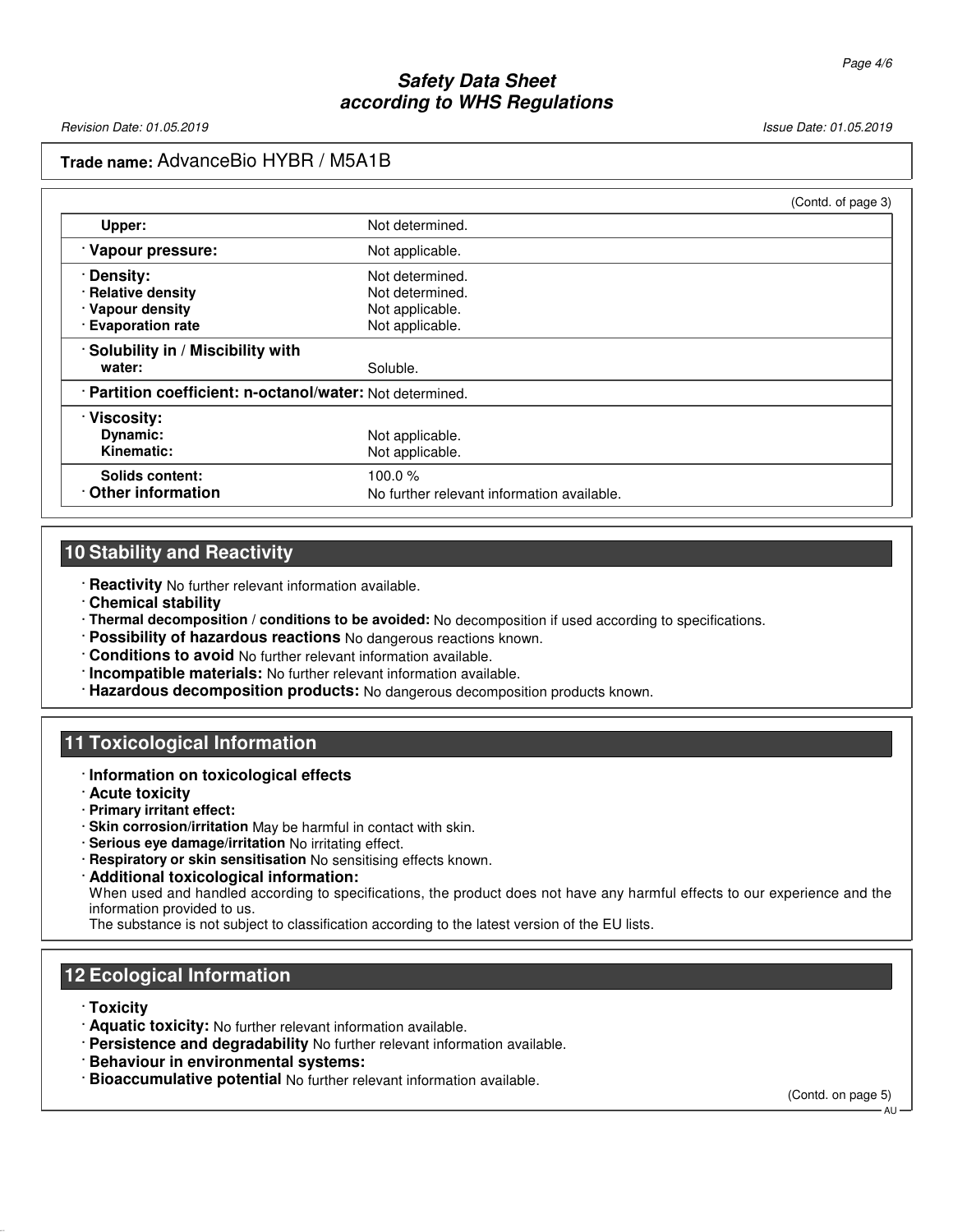Trade name: AdvanceBio HYBR / M5A1B

(Contd. of page 3)

| | |
|---|---|
| **Upper:** | Not determined. |
| · **Vapour pressure:** | Not applicable. |
| · **Density:** | Not determined. |
| · **Relative density** | Not determined. |
| · **Vapour density** | Not applicable. |
| · **Evaporation rate** | Not applicable. |
| · **Solubility in / Miscibility with water:** | Soluble. |
| · **Partition coefficient: n-octanol/water:** | Not determined. |
| · **Viscosity:** | |
| **Dynamic:** | Not applicable. |
| **Kinematic:** | Not applicable. |
| **Solids content:** | 100.0 % |
| · **Other information** | No further relevant information available. |

## 10 Stability and Reactivity

- **Reactivity** No further relevant information available.
- **Chemical stability**
- **Thermal decomposition / conditions to be avoided:** No decomposition if used according to specifications.
- **Possibility of hazardous reactions** No dangerous reactions known.
- **Conditions to avoid** No further relevant information available.
- **Incompatible materials:** No further relevant information available.
- **Hazardous decomposition products:** No dangerous decomposition products known.

## 11 Toxicological Information

- **Information on toxicological effects**
- **Acute toxicity**
- **Primary irritant effect:**
- **Skin corrosion/irritation** May be harmful in contact with skin.
- **Serious eye damage/irritation** No irritating effect.
- **Respiratory or skin sensitisation** No sensitising effects known.
- **Additional toxicological information:**
  When used and handled according to specifications, the product does not have any harmful effects to our experience and the information provided to us.
  The substance is not subject to classification according to the latest version of the EU lists.

## 12 Ecological Information

- **Toxicity**
- **Aquatic toxicity:** No further relevant information available.
- **Persistence and degradability** No further relevant information available.
- **Behaviour in environmental systems:**
- **Bioaccumulative potential** No further relevant information available.

(Contd. on page 5)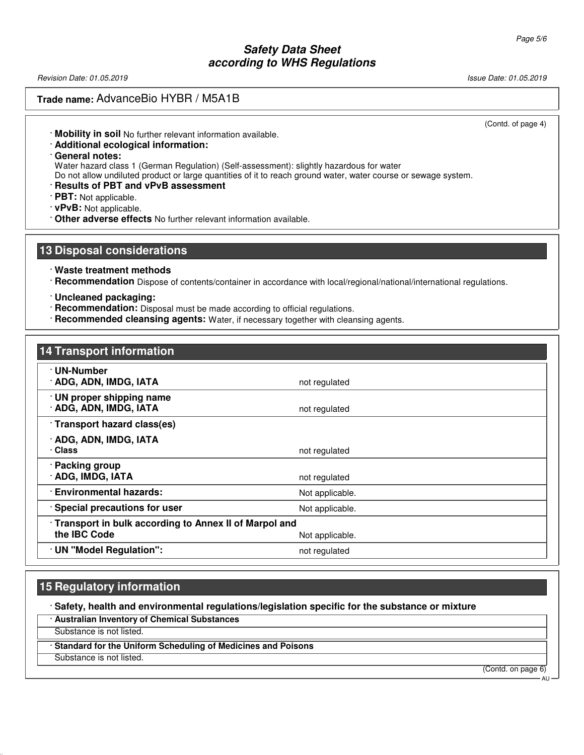**Trade name:** AdvanceBio HYBR / M5A1B

(Contd. of page 4)

· **Mobility in soil** No further relevant information available.

· **Additional ecological information:**

· **General notes:**
Water hazard class 1 (German Regulation) (Self-assessment): slightly hazardous for water
Do not allow undiluted product or large quantities of it to reach ground water, water course or sewage system.

· **Results of PBT and vPvB assessment**

· **PBT:** Not applicable.

· **vPvB:** Not applicable.

· **Other adverse effects** No further relevant information available.

## 13 Disposal considerations

· **Waste treatment methods**

· **Recommendation** Dispose of contents/container in accordance with local/regional/national/international regulations.

· **Uncleaned packaging:**

· **Recommendation:** Disposal must be made according to official regulations.

· **Recommended cleansing agents:** Water, if necessary together with cleansing agents.

## 14 Transport information

| | |
|---|---|
| **· UN-Number**<br>**· ADG, ADN, IMDG, IATA** | not regulated |
| **· UN proper shipping name**<br>**· ADG, ADN, IMDG, IATA** | not regulated |
| **· Transport hazard class(es)**<br>**· ADG, ADN, IMDG, IATA**<br>**· Class** | not regulated |
| **· Packing group**<br>**· ADG, IMDG, IATA** | not regulated |
| **· Environmental hazards:** | Not applicable. |
| **· Special precautions for user** | Not applicable. |
| **· Transport in bulk according to Annex II of Marpol and the IBC Code** | Not applicable. |
| **· UN "Model Regulation":** | not regulated |

## 15 Regulatory information

· **Safety, health and environmental regulations/legislation specific for the substance or mixture**

· **Australian Inventory of Chemical Substances**

Substance is not listed.

· **Standard for the Uniform Scheduling of Medicines and Poisons**

Substance is not listed.

(Contd. on page 6)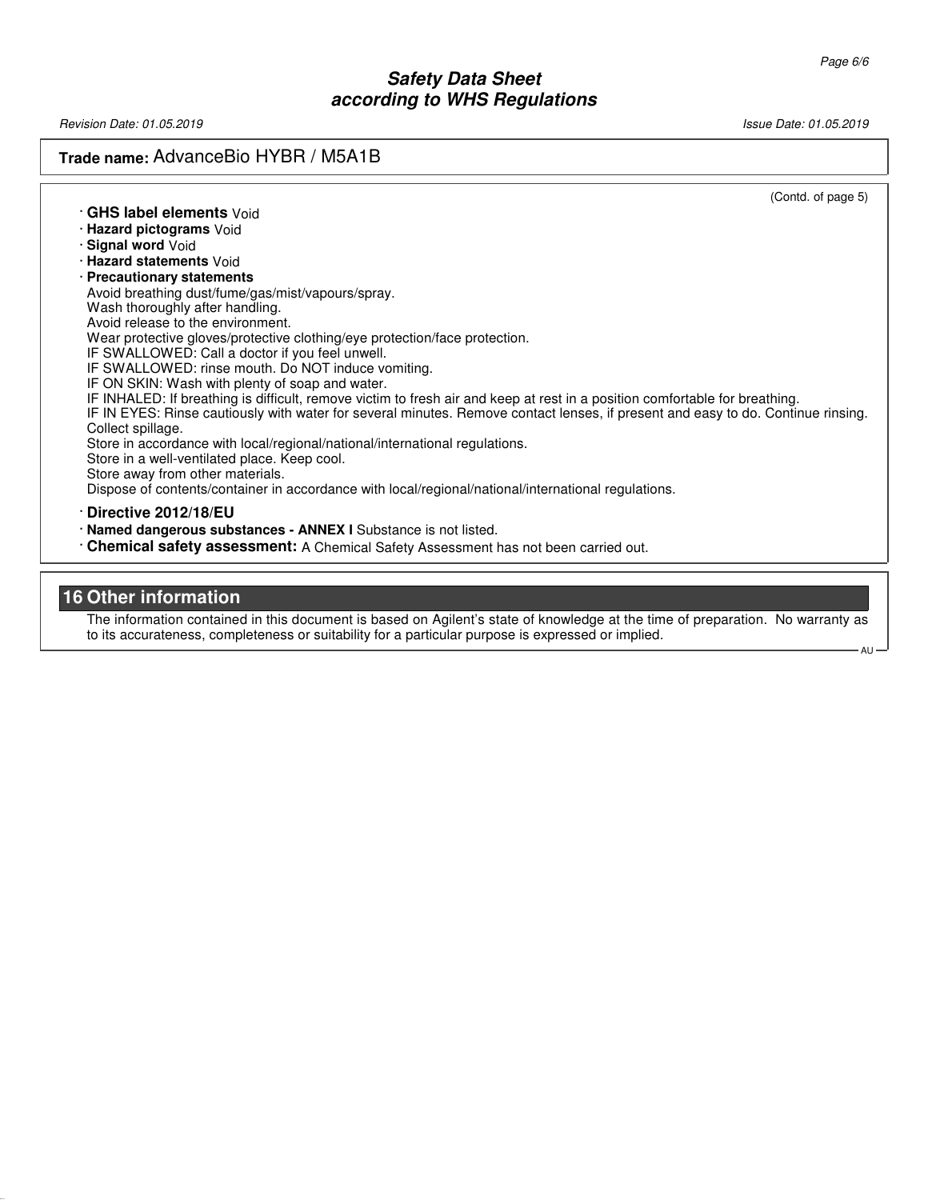**Trade name:** AdvanceBio HYBR / M5A1B

(Contd. of page 5)

· **GHS label elements** Void
· **Hazard pictograms** Void
· **Signal word** Void
· **Hazard statements** Void
· **Precautionary statements**
Avoid breathing dust/fume/gas/mist/vapours/spray.
Wash thoroughly after handling.
Avoid release to the environment.
Wear protective gloves/protective clothing/eye protection/face protection.
IF SWALLOWED: Call a doctor if you feel unwell.
IF SWALLOWED: rinse mouth. Do NOT induce vomiting.
IF ON SKIN: Wash with plenty of soap and water.
IF INHALED: If breathing is difficult, remove victim to fresh air and keep at rest in a position comfortable for breathing.
IF IN EYES: Rinse cautiously with water for several minutes. Remove contact lenses, if present and easy to do. Continue rinsing.
Collect spillage.
Store in accordance with local/regional/national/international regulations.
Store in a well-ventilated place. Keep cool.
Store away from other materials.
Dispose of contents/container in accordance with local/regional/national/international regulations.

· **Directive 2012/18/EU**
· **Named dangerous substances - ANNEX I** Substance is not listed.
· **Chemical safety assessment:** A Chemical Safety Assessment has not been carried out.

## 16 Other information

The information contained in this document is based on Agilent's state of knowledge at the time of preparation. No warranty as to its accurateness, completeness or suitability for a particular purpose is expressed or implied.